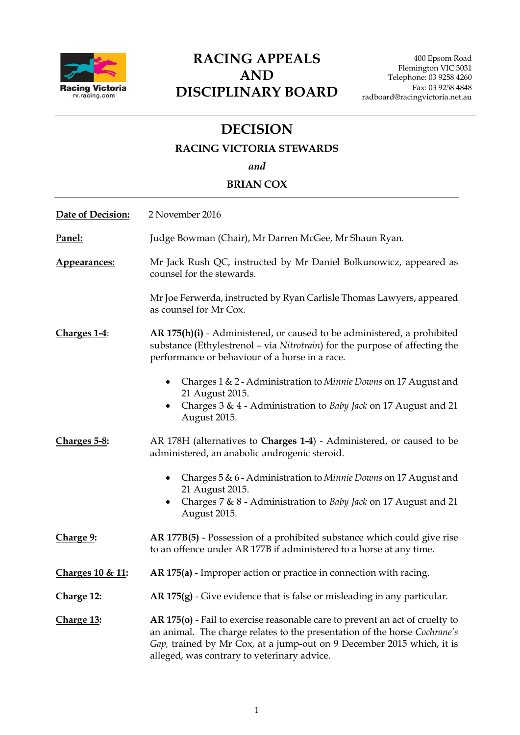Racing Victoria
rv.racing.com

# RACING APPEALS AND DISCIPLINARY BOARD

400 Epsom Road
Flemington VIC 3031
Telephone: 03 9258 4260
Fax: 03 9258 4848
radboard@racingvictoria.net.au

## DECISION

### RACING VICTORIA STEWARDS

*and*

### BRIAN COX

---

**Date of Decision:** 2 November 2016

**Panel:** Judge Bowman (Chair), Mr Darren McGee, Mr Shaun Ryan.

**Appearances:** Mr Jack Rush QC, instructed by Mr Daniel Bolkunowicz, appeared as counsel for the stewards.

Mr Joe Ferwerda, instructed by Ryan Carlisle Thomas Lawyers, appeared as counsel for Mr Cox.

**Charges 1-4:** **AR 175(h)(i)** - Administered, or caused to be administered, a prohibited substance (Ethylestrenol – via *Nitrotrain*) for the purpose of affecting the performance or behaviour of a horse in a race.

- Charges 1 & 2 - Administration to *Minnie Downs* on 17 August and 21 August 2015.
- Charges 3 & 4 - Administration to *Baby Jack* on 17 August and 21 August 2015.

**Charges 5-8:** AR 178H (alternatives to **Charges 1-4**) - Administered, or caused to be administered, an anabolic androgenic steroid.

- Charges 5 & 6 - Administration to *Minnie Downs* on 17 August and 21 August 2015.
- Charges 7 & 8 **-** Administration to *Baby Jack* on 17 August and 21 August 2015.

**Charge 9:** **AR 177B(5)** - Possession of a prohibited substance which could give rise to an offence under AR 177B if administered to a horse at any time.

**Charges 10 & 11:** **AR 175(a)** - Improper action or practice in connection with racing.

**Charge 12:** **AR 175(g)** - Give evidence that is false or misleading in any particular.

**Charge 13:** **AR 175(o)** - Fail to exercise reasonable care to prevent an act of cruelty to an animal. The charge relates to the presentation of the horse *Cochrane's Gap,* trained by Mr Cox, at a jump-out on 9 December 2015 which, it is alleged, was contrary to veterinary advice.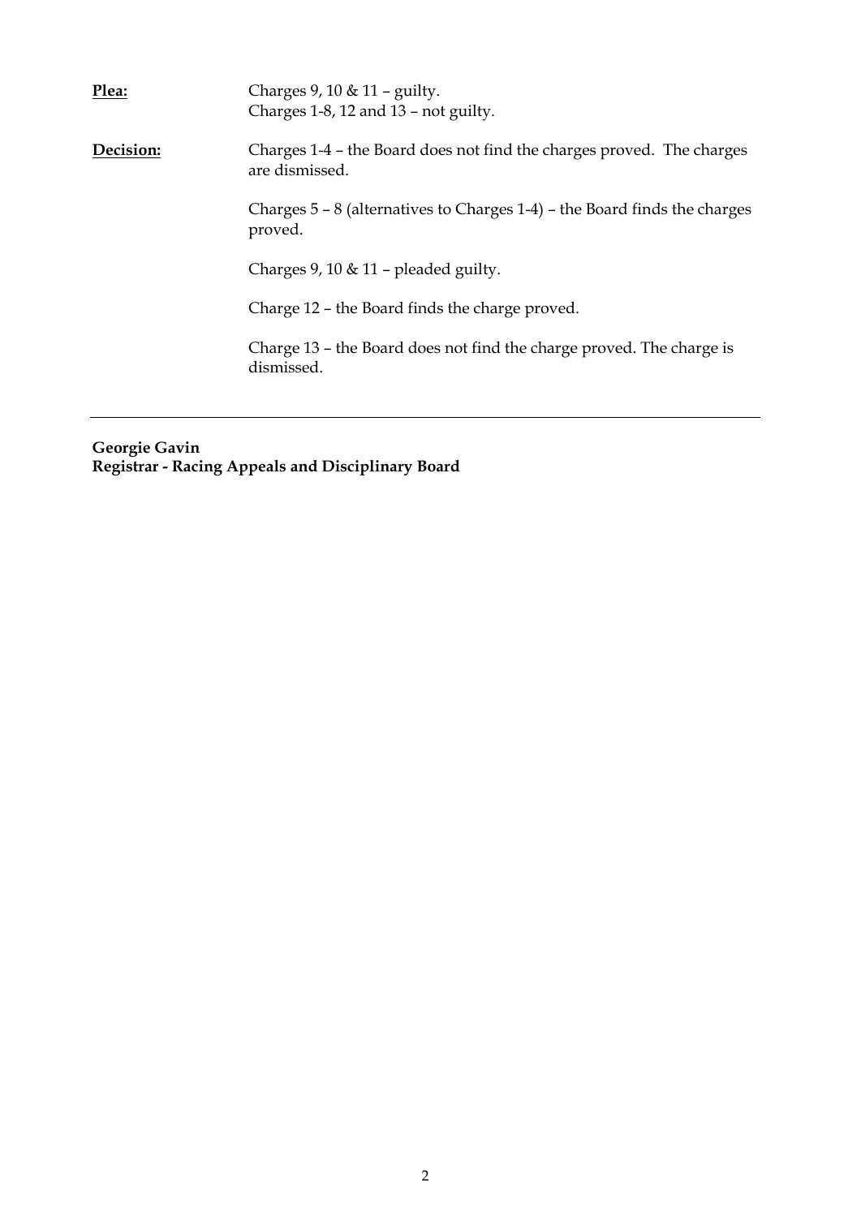| | |
|---|---|
| **Plea:** | Charges 9, 10 & 11 – guilty.<br>Charges 1-8, 12 and 13 – not guilty. |
| **Decision:** | Charges 1-4 – the Board does not find the charges proved. The charges are dismissed.<br><br>Charges 5 – 8 (alternatives to Charges 1-4) – the Board finds the charges proved.<br><br>Charges 9, 10 & 11 – pleaded guilty.<br><br>Charge 12 – the Board finds the charge proved.<br><br>Charge 13 – the Board does not find the charge proved. The charge is dismissed. |

---

**Georgie Gavin**
**Registrar - Racing Appeals and Disciplinary Board**